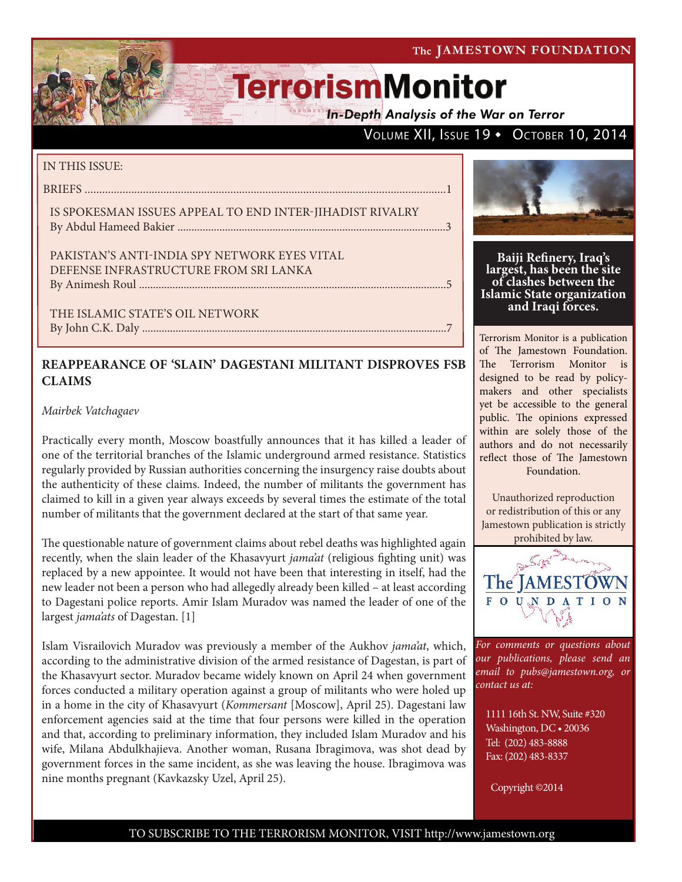The JAMESTOWN FOUNDATION

# TerrorismMonitor

*In-Depth Analysis of the War on Terror*

VOLUME XII, ISSUE 19 • OCTOBER 10, 2014

IN THIS ISSUE:

BRIEFS ............................................................................................................................1

IS SPOKESMAN ISSUES APPEAL TO END INTER-JIHADIST RIVALRY
By Abdul Hameed Bakier ...............................................................................................3

PAKISTAN'S ANTI-INDIA SPY NETWORK EYES VITAL DEFENSE INFRASTRUCTURE FROM SRI LANKA
By Animesh Roul .............................................................................................................5

THE ISLAMIC STATE'S OIL NETWORK
By John C.K. Daly ............................................................................................................7

## REAPPEARANCE OF 'SLAIN' DAGESTANI MILITANT DISPROVES FSB CLAIMS

*Mairbek Vatchagaev*

Practically every month, Moscow boastfully announces that it has killed a leader of one of the territorial branches of the Islamic underground armed resistance. Statistics regularly provided by Russian authorities concerning the insurgency raise doubts about the authenticity of these claims. Indeed, the number of militants the government has claimed to kill in a given year always exceeds by several times the estimate of the total number of militants that the government declared at the start of that same year.

The questionable nature of government claims about rebel deaths was highlighted again recently, when the slain leader of the Khasavyurt *jama'at* (religious fighting unit) was replaced by a new appointee. It would not have been that interesting in itself, had the new leader not been a person who had allegedly already been killed – at least according to Dagestani police reports. Amir Islam Muradov was named the leader of one of the largest *jama'ats* of Dagestan. [1]

Islam Visrailovich Muradov was previously a member of the Aukhov *jama'at*, which, according to the administrative division of the armed resistance of Dagestan, is part of the Khasavyurt sector. Muradov became widely known on April 24 when government forces conducted a military operation against a group of militants who were holed up in a home in the city of Khasavyurt (*Kommersant* [Moscow], April 25). Dagestani law enforcement agencies said at the time that four persons were killed in the operation and that, according to preliminary information, they included Islam Muradov and his wife, Milana Abdulkhajieva. Another woman, Rusana Ibragimova, was shot dead by government forces in the same incident, as she was leaving the house. Ibragimova was nine months pregnant (Kavkazsky Uzel, April 25).

**Baiji Refinery, Iraq's largest, has been the site of clashes between the Islamic State organization and Iraqi forces.**

Terrorism Monitor is a publication of The Jamestown Foundation. The Terrorism Monitor is designed to be read by policy-makers and other specialists yet be accessible to the general public. The opinions expressed within are solely those of the authors and do not necessarily reflect those of The Jamestown Foundation.

Unauthorized reproduction or redistribution of this or any Jamestown publication is strictly prohibited by law.

The JAMESTOWN FOUNDATION

*For comments or questions about our publications, please send an email to pubs@jamestown.org, or contact us at:*

1111 16th St. NW, Suite #320
Washington, DC • 20036
Tel: (202) 483-8888
Fax: (202) 483-8337

Copyright ©2014

TO SUBSCRIBE TO THE TERRORISM MONITOR, VISIT http://www.jamestown.org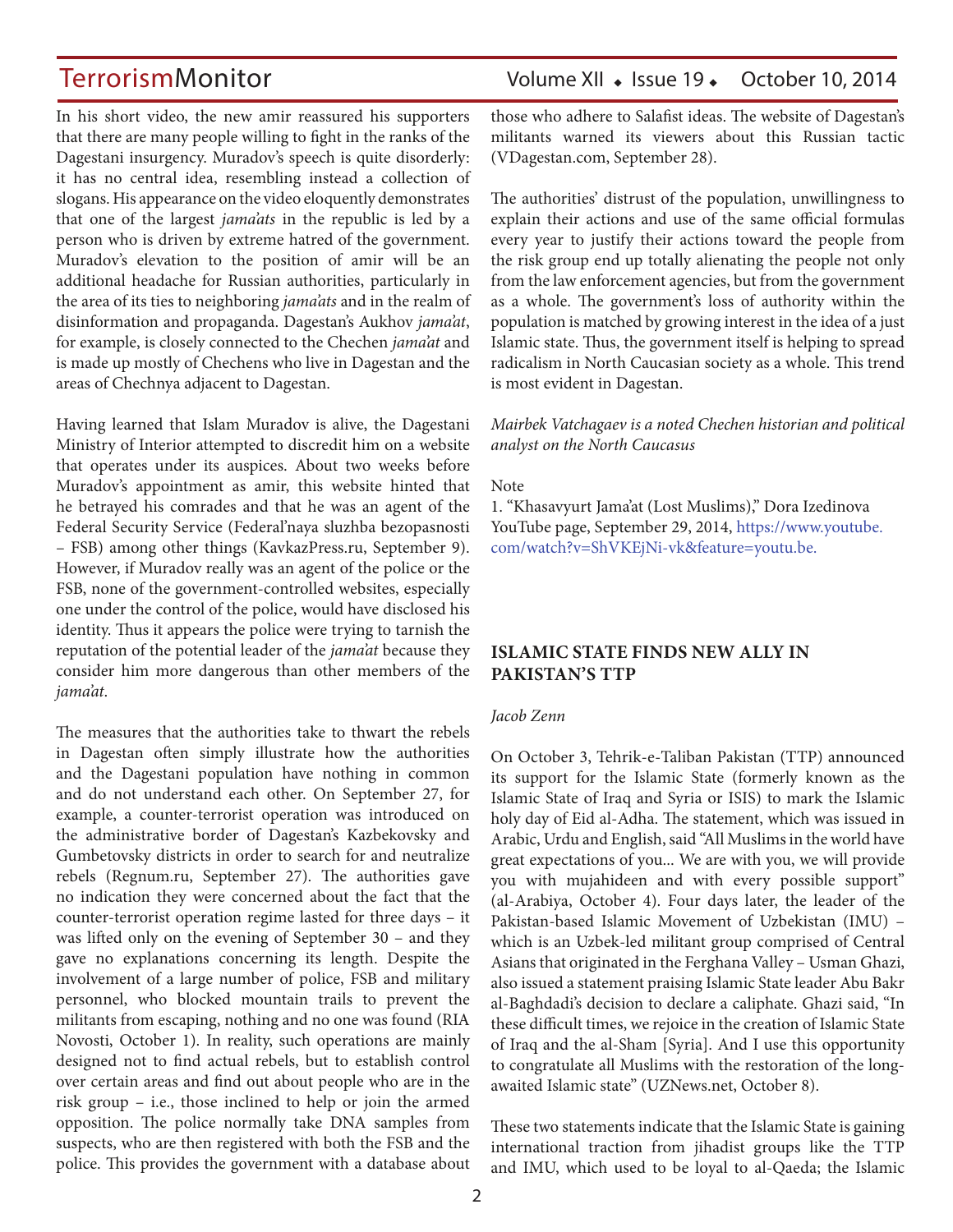In his short video, the new amir reassured his supporters that there are many people willing to fight in the ranks of the Dagestani insurgency. Muradov's speech is quite disorderly: it has no central idea, resembling instead a collection of slogans. His appearance on the video eloquently demonstrates that one of the largest *jama'ats* in the republic is led by a person who is driven by extreme hatred of the government. Muradov's elevation to the position of amir will be an additional headache for Russian authorities, particularly in the area of its ties to neighboring *jama'ats* and in the realm of disinformation and propaganda. Dagestan's Aukhov *jama'at*, for example, is closely connected to the Chechen *jama'at* and is made up mostly of Chechens who live in Dagestan and the areas of Chechnya adjacent to Dagestan.

Having learned that Islam Muradov is alive, the Dagestani Ministry of Interior attempted to discredit him on a website that operates under its auspices. About two weeks before Muradov's appointment as amir, this website hinted that he betrayed his comrades and that he was an agent of the Federal Security Service (Federal'naya sluzhba bezopasnosti – FSB) among other things (KavkazPress.ru, September 9). However, if Muradov really was an agent of the police or the FSB, none of the government-controlled websites, especially one under the control of the police, would have disclosed his identity. Thus it appears the police were trying to tarnish the reputation of the potential leader of the *jama'at* because they consider him more dangerous than other members of the *jama'at*.

The measures that the authorities take to thwart the rebels in Dagestan often simply illustrate how the authorities and the Dagestani population have nothing in common and do not understand each other. On September 27, for example, a counter-terrorist operation was introduced on the administrative border of Dagestan's Kazbekovsky and Gumbetovsky districts in order to search for and neutralize rebels (Regnum.ru, September 27). The authorities gave no indication they were concerned about the fact that the counter-terrorist operation regime lasted for three days – it was lifted only on the evening of September 30 – and they gave no explanations concerning its length. Despite the involvement of a large number of police, FSB and military personnel, who blocked mountain trails to prevent the militants from escaping, nothing and no one was found (RIA Novosti, October 1). In reality, such operations are mainly designed not to find actual rebels, but to establish control over certain areas and find out about people who are in the risk group – i.e., those inclined to help or join the armed opposition. The police normally take DNA samples from suspects, who are then registered with both the FSB and the police. This provides the government with a database about those who adhere to Salafist ideas. The website of Dagestan's militants warned its viewers about this Russian tactic (VDagestan.com, September 28).

The authorities' distrust of the population, unwillingness to explain their actions and use of the same official formulas every year to justify their actions toward the people from the risk group end up totally alienating the people not only from the law enforcement agencies, but from the government as a whole. The government's loss of authority within the population is matched by growing interest in the idea of a just Islamic state. Thus, the government itself is helping to spread radicalism in North Caucasian society as a whole. This trend is most evident in Dagestan.

*Mairbek Vatchagaev is a noted Chechen historian and political analyst on the North Caucasus*

Note

1. "Khasavyurt Jama'at (Lost Muslims)," Dora Izedinova YouTube page, September 29, 2014, https://www.youtube.com/watch?v=ShVKEjNi-vk&feature=youtu.be.

## ISLAMIC STATE FINDS NEW ALLY IN PAKISTAN'S TTP

*Jacob Zenn*

On October 3, Tehrik-e-Taliban Pakistan (TTP) announced its support for the Islamic State (formerly known as the Islamic State of Iraq and Syria or ISIS) to mark the Islamic holy day of Eid al-Adha. The statement, which was issued in Arabic, Urdu and English, said "All Muslims in the world have great expectations of you... We are with you, we will provide you with mujahideen and with every possible support" (al-Arabiya, October 4). Four days later, the leader of the Pakistan-based Islamic Movement of Uzbekistan (IMU) – which is an Uzbek-led militant group comprised of Central Asians that originated in the Ferghana Valley – Usman Ghazi, also issued a statement praising Islamic State leader Abu Bakr al-Baghdadi's decision to declare a caliphate. Ghazi said, "In these difficult times, we rejoice in the creation of Islamic State of Iraq and the al-Sham [Syria]. And I use this opportunity to congratulate all Muslims with the restoration of the long-awaited Islamic state" (UZNews.net, October 8).

These two statements indicate that the Islamic State is gaining international traction from jihadist groups like the TTP and IMU, which used to be loyal to al-Qaeda; the Islamic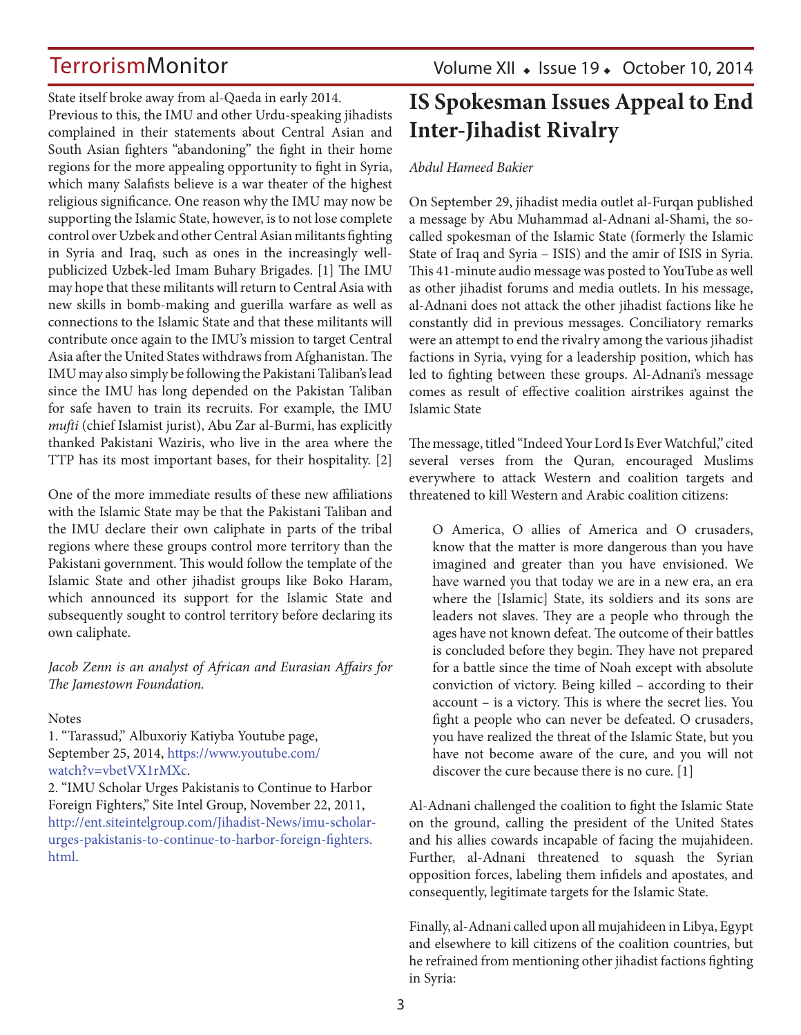State itself broke away from al-Qaeda in early 2014. Previous to this, the IMU and other Urdu-speaking jihadists complained in their statements about Central Asian and South Asian fighters "abandoning" the fight in their home regions for the more appealing opportunity to fight in Syria, which many Salafists believe is a war theater of the highest religious significance. One reason why the IMU may now be supporting the Islamic State, however, is to not lose complete control over Uzbek and other Central Asian militants fighting in Syria and Iraq, such as ones in the increasingly well-publicized Uzbek-led Imam Buhary Brigades. [1] The IMU may hope that these militants will return to Central Asia with new skills in bomb-making and guerilla warfare as well as connections to the Islamic State and that these militants will contribute once again to the IMU's mission to target Central Asia after the United States withdraws from Afghanistan. The IMU may also simply be following the Pakistani Taliban's lead since the IMU has long depended on the Pakistan Taliban for safe haven to train its recruits. For example, the IMU *mufti* (chief Islamist jurist), Abu Zar al-Burmi, has explicitly thanked Pakistani Waziris, who live in the area where the TTP has its most important bases, for their hospitality. [2]

One of the more immediate results of these new affiliations with the Islamic State may be that the Pakistani Taliban and the IMU declare their own caliphate in parts of the tribal regions where these groups control more territory than the Pakistani government. This would follow the template of the Islamic State and other jihadist groups like Boko Haram, which announced its support for the Islamic State and subsequently sought to control territory before declaring its own caliphate.

*Jacob Zenn is an analyst of African and Eurasian Affairs for The Jamestown Foundation.*

Notes

1. "Tarassud," Albuxoriy Katiyba Youtube page, September 25, 2014, https://www.youtube.com/watch?v=vbetVX1rMXc.
2. "IMU Scholar Urges Pakistanis to Continue to Harbor Foreign Fighters," Site Intel Group, November 22, 2011, http://ent.siteintelgroup.com/Jihadist-News/imu-scholar-urges-pakistanis-to-continue-to-harbor-foreign-fighters.html.

# IS Spokesman Issues Appeal to End Inter-Jihadist Rivalry

*Abdul Hameed Bakier*

On September 29, jihadist media outlet al-Furqan published a message by Abu Muhammad al-Adnani al-Shami, the so-called spokesman of the Islamic State (formerly the Islamic State of Iraq and Syria – ISIS) and the amir of ISIS in Syria. This 41-minute audio message was posted to YouTube as well as other jihadist forums and media outlets. In his message, al-Adnani does not attack the other jihadist factions like he constantly did in previous messages. Conciliatory remarks were an attempt to end the rivalry among the various jihadist factions in Syria, vying for a leadership position, which has led to fighting between these groups. Al-Adnani's message comes as result of effective coalition airstrikes against the Islamic State

The message, titled "Indeed Your Lord Is Ever Watchful," cited several verses from the Quran, encouraged Muslims everywhere to attack Western and coalition targets and threatened to kill Western and Arabic coalition citizens:

> O America, O allies of America and O crusaders, know that the matter is more dangerous than you have imagined and greater than you have envisioned. We have warned you that today we are in a new era, an era where the [Islamic] State, its soldiers and its sons are leaders not slaves. They are a people who through the ages have not known defeat. The outcome of their battles is concluded before they begin. They have not prepared for a battle since the time of Noah except with absolute conviction of victory. Being killed – according to their account – is a victory. This is where the secret lies. You fight a people who can never be defeated. O crusaders, you have realized the threat of the Islamic State, but you have not become aware of the cure, and you will not discover the cure because there is no cure. [1]

Al-Adnani challenged the coalition to fight the Islamic State on the ground, calling the president of the United States and his allies cowards incapable of facing the mujahideen. Further, al-Adnani threatened to squash the Syrian opposition forces, labeling them infidels and apostates, and consequently, legitimate targets for the Islamic State.

Finally, al-Adnani called upon all mujahideen in Libya, Egypt and elsewhere to kill citizens of the coalition countries, but he refrained from mentioning other jihadist factions fighting in Syria: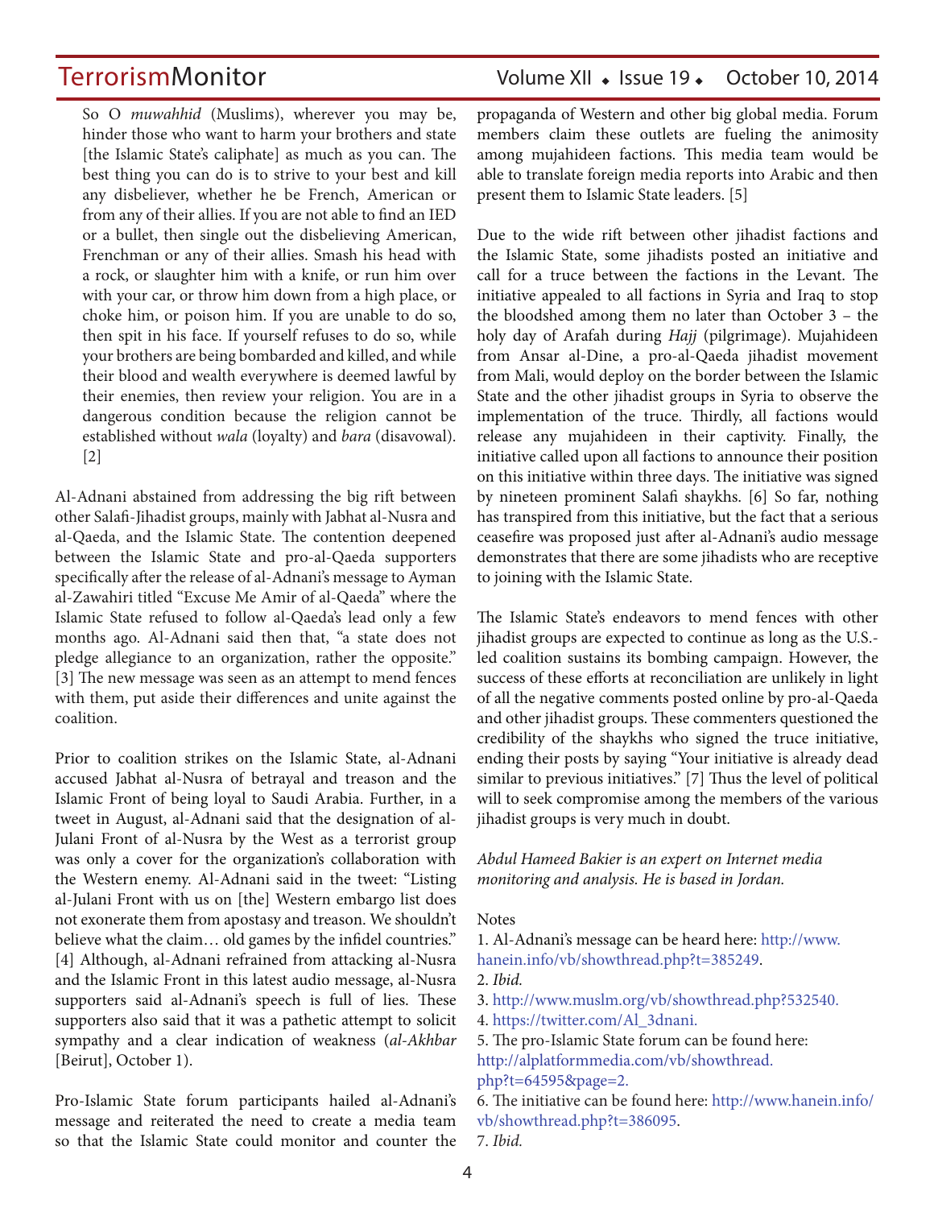> So O *muwahhid* (Muslims), wherever you may be, hinder those who want to harm your brothers and state [the Islamic State's caliphate] as much as you can. The best thing you can do is to strive to your best and kill any disbeliever, whether he be French, American or from any of their allies. If you are not able to find an IED or a bullet, then single out the disbelieving American, Frenchman or any of their allies. Smash his head with a rock, or slaughter him with a knife, or run him over with your car, or throw him down from a high place, or choke him, or poison him. If you are unable to do so, then spit in his face. If yourself refuses to do so, while your brothers are being bombarded and killed, and while their blood and wealth everywhere is deemed lawful by their enemies, then review your religion. You are in a dangerous condition because the religion cannot be established without *wala* (loyalty) and *bara* (disavowal). [2]

Al-Adnani abstained from addressing the big rift between other Salafi-Jihadist groups, mainly with Jabhat al-Nusra and al-Qaeda, and the Islamic State. The contention deepened between the Islamic State and pro-al-Qaeda supporters specifically after the release of al-Adnani's message to Ayman al-Zawahiri titled "Excuse Me Amir of al-Qaeda" where the Islamic State refused to follow al-Qaeda's lead only a few months ago. Al-Adnani said then that, "a state does not pledge allegiance to an organization, rather the opposite." [3] The new message was seen as an attempt to mend fences with them, put aside their differences and unite against the coalition.

Prior to coalition strikes on the Islamic State, al-Adnani accused Jabhat al-Nusra of betrayal and treason and the Islamic Front of being loyal to Saudi Arabia. Further, in a tweet in August, al-Adnani said that the designation of al-Julani Front of al-Nusra by the West as a terrorist group was only a cover for the organization's collaboration with the Western enemy. Al-Adnani said in the tweet: "Listing al-Julani Front with us on [the] Western embargo list does not exonerate them from apostasy and treason. We shouldn't believe what the claim… old games by the infidel countries." [4] Although, al-Adnani refrained from attacking al-Nusra and the Islamic Front in this latest audio message, al-Nusra supporters said al-Adnani's speech is full of lies. These supporters also said that it was a pathetic attempt to solicit sympathy and a clear indication of weakness (*al-Akhbar* [Beirut], October 1).

Pro-Islamic State forum participants hailed al-Adnani's message and reiterated the need to create a media team so that the Islamic State could monitor and counter the propaganda of Western and other big global media. Forum members claim these outlets are fueling the animosity among mujahideen factions. This media team would be able to translate foreign media reports into Arabic and then present them to Islamic State leaders. [5]

Due to the wide rift between other jihadist factions and the Islamic State, some jihadists posted an initiative and call for a truce between the factions in the Levant. The initiative appealed to all factions in Syria and Iraq to stop the bloodshed among them no later than October 3 – the holy day of Arafah during *Hajj* (pilgrimage). Mujahideen from Ansar al-Dine, a pro-al-Qaeda jihadist movement from Mali, would deploy on the border between the Islamic State and the other jihadist groups in Syria to observe the implementation of the truce. Thirdly, all factions would release any mujahideen in their captivity. Finally, the initiative called upon all factions to announce their position on this initiative within three days. The initiative was signed by nineteen prominent Salafi shaykhs. [6] So far, nothing has transpired from this initiative, but the fact that a serious ceasefire was proposed just after al-Adnani's audio message demonstrates that there are some jihadists who are receptive to joining with the Islamic State.

The Islamic State's endeavors to mend fences with other jihadist groups are expected to continue as long as the U.S.-led coalition sustains its bombing campaign. However, the success of these efforts at reconciliation are unlikely in light of all the negative comments posted online by pro-al-Qaeda and other jihadist groups. These commenters questioned the credibility of the shaykhs who signed the truce initiative, ending their posts by saying "Your initiative is already dead similar to previous initiatives." [7] Thus the level of political will to seek compromise among the members of the various jihadist groups is very much in doubt.

*Abdul Hameed Bakier is an expert on Internet media monitoring and analysis. He is based in Jordan.*

Notes

1. Al-Adnani's message can be heard here: http://www.hanein.info/vb/showthread.php?t=385249.
2. *Ibid.*
3. http://www.muslm.org/vb/showthread.php?532540.
4. https://twitter.com/Al_3dnani.
5. The pro-Islamic State forum can be found here: http://alplatformmedia.com/vb/showthread.php?t=64595&page=2.
6. The initiative can be found here: http://www.hanein.info/vb/showthread.php?t=386095.
7. *Ibid.*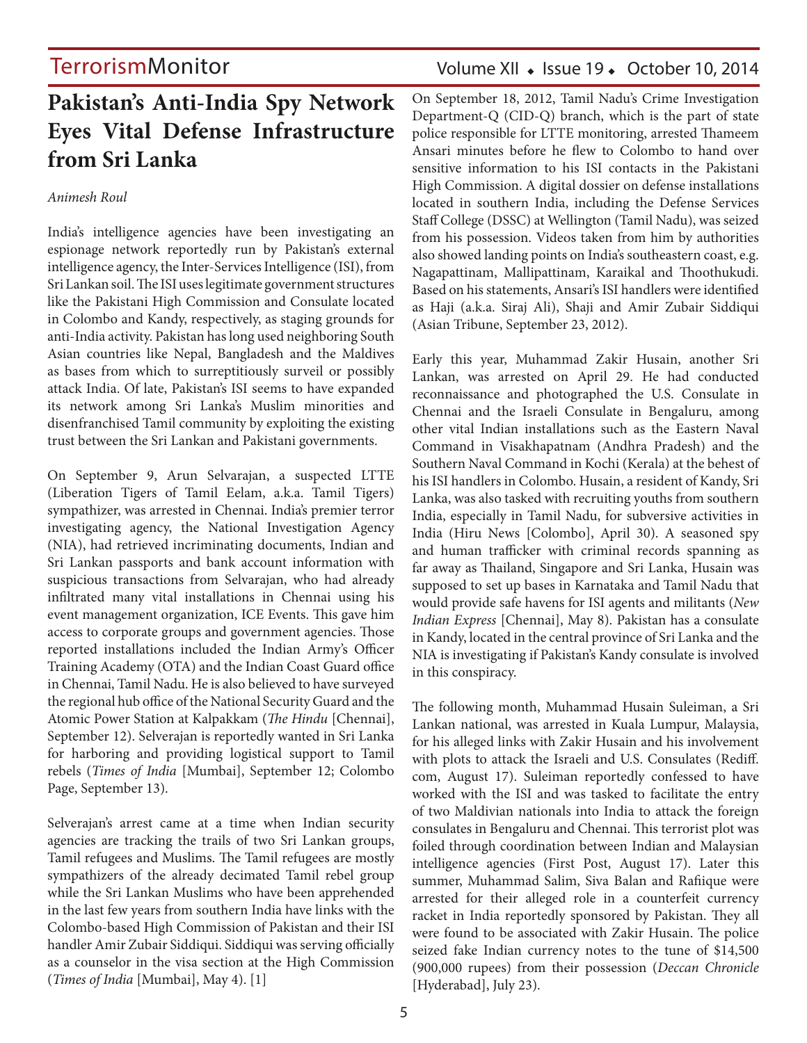# Pakistan's Anti-India Spy Network Eyes Vital Defense Infrastructure from Sri Lanka

*Animesh Roul*

India's intelligence agencies have been investigating an espionage network reportedly run by Pakistan's external intelligence agency, the Inter-Services Intelligence (ISI), from Sri Lankan soil. The ISI uses legitimate government structures like the Pakistani High Commission and Consulate located in Colombo and Kandy, respectively, as staging grounds for anti-India activity. Pakistan has long used neighboring South Asian countries like Nepal, Bangladesh and the Maldives as bases from which to surreptitiously surveil or possibly attack India. Of late, Pakistan's ISI seems to have expanded its network among Sri Lanka's Muslim minorities and disenfranchised Tamil community by exploiting the existing trust between the Sri Lankan and Pakistani governments.

On September 9, Arun Selvarajan, a suspected LTTE (Liberation Tigers of Tamil Eelam, a.k.a. Tamil Tigers) sympathizer, was arrested in Chennai. India's premier terror investigating agency, the National Investigation Agency (NIA), had retrieved incriminating documents, Indian and Sri Lankan passports and bank account information with suspicious transactions from Selvarajan, who had already infiltrated many vital installations in Chennai using his event management organization, ICE Events. This gave him access to corporate groups and government agencies. Those reported installations included the Indian Army's Officer Training Academy (OTA) and the Indian Coast Guard office in Chennai, Tamil Nadu. He is also believed to have surveyed the regional hub office of the National Security Guard and the Atomic Power Station at Kalpakkam (*The Hindu* [Chennai], September 12). Selverajan is reportedly wanted in Sri Lanka for harboring and providing logistical support to Tamil rebels (*Times of India* [Mumbai], September 12; Colombo Page, September 13).

Selverajan's arrest came at a time when Indian security agencies are tracking the trails of two Sri Lankan groups, Tamil refugees and Muslims. The Tamil refugees are mostly sympathizers of the already decimated Tamil rebel group while the Sri Lankan Muslims who have been apprehended in the last few years from southern India have links with the Colombo-based High Commission of Pakistan and their ISI handler Amir Zubair Siddiqui. Siddiqui was serving officially as a counselor in the visa section at the High Commission (*Times of India* [Mumbai], May 4). [1]

On September 18, 2012, Tamil Nadu's Crime Investigation Department-Q (CID-Q) branch, which is the part of state police responsible for LTTE monitoring, arrested Thameem Ansari minutes before he flew to Colombo to hand over sensitive information to his ISI contacts in the Pakistani High Commission. A digital dossier on defense installations located in southern India, including the Defense Services Staff College (DSSC) at Wellington (Tamil Nadu), was seized from his possession. Videos taken from him by authorities also showed landing points on India's southeastern coast, e.g. Nagapattinam, Mallipattinam, Karaikal and Thoothukudi. Based on his statements, Ansari's ISI handlers were identified as Haji (a.k.a. Siraj Ali), Shaji and Amir Zubair Siddiqui (Asian Tribune, September 23, 2012).

Early this year, Muhammad Zakir Husain, another Sri Lankan, was arrested on April 29. He had conducted reconnaissance and photographed the U.S. Consulate in Chennai and the Israeli Consulate in Bengaluru, among other vital Indian installations such as the Eastern Naval Command in Visakhapatnam (Andhra Pradesh) and the Southern Naval Command in Kochi (Kerala) at the behest of his ISI handlers in Colombo. Husain, a resident of Kandy, Sri Lanka, was also tasked with recruiting youths from southern India, especially in Tamil Nadu, for subversive activities in India (Hiru News [Colombo], April 30). A seasoned spy and human trafficker with criminal records spanning as far away as Thailand, Singapore and Sri Lanka, Husain was supposed to set up bases in Karnataka and Tamil Nadu that would provide safe havens for ISI agents and militants (*New Indian Express* [Chennai], May 8). Pakistan has a consulate in Kandy, located in the central province of Sri Lanka and the NIA is investigating if Pakistan's Kandy consulate is involved in this conspiracy.

The following month, Muhammad Husain Suleiman, a Sri Lankan national, was arrested in Kuala Lumpur, Malaysia, for his alleged links with Zakir Husain and his involvement with plots to attack the Israeli and U.S. Consulates (Rediff.com, August 17). Suleiman reportedly confessed to have worked with the ISI and was tasked to facilitate the entry of two Maldivian nationals into India to attack the foreign consulates in Bengaluru and Chennai. This terrorist plot was foiled through coordination between Indian and Malaysian intelligence agencies (First Post, August 17). Later this summer, Muhammad Salim, Siva Balan and Rafiique were arrested for their alleged role in a counterfeit currency racket in India reportedly sponsored by Pakistan. They all were found to be associated with Zakir Husain. The police seized fake Indian currency notes to the tune of $14,500 (900,000 rupees) from their possession (*Deccan Chronicle* [Hyderabad], July 23).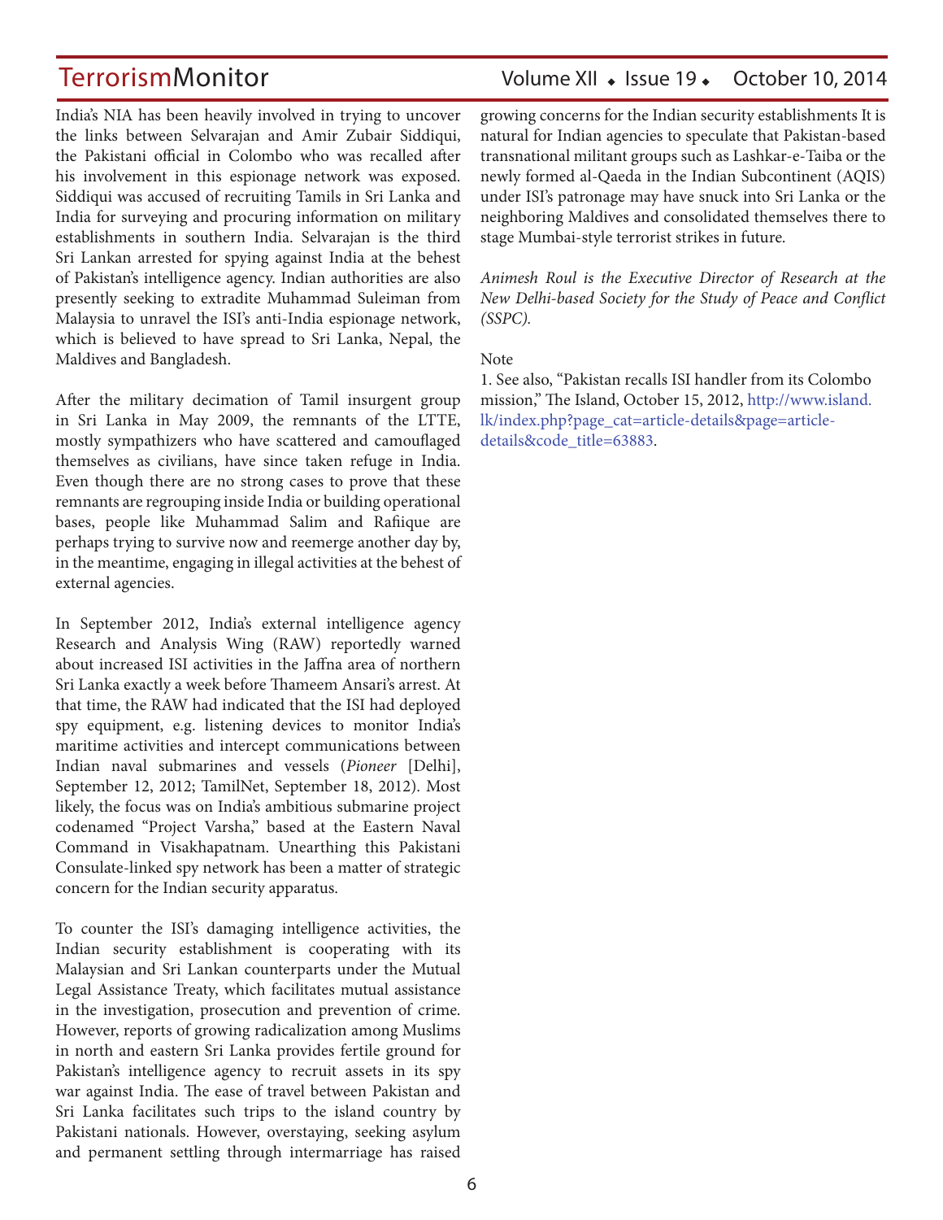India's NIA has been heavily involved in trying to uncover the links between Selvarajan and Amir Zubair Siddiqui, the Pakistani official in Colombo who was recalled after his involvement in this espionage network was exposed. Siddiqui was accused of recruiting Tamils in Sri Lanka and India for surveying and procuring information on military establishments in southern India. Selvarajan is the third Sri Lankan arrested for spying against India at the behest of Pakistan's intelligence agency. Indian authorities are also presently seeking to extradite Muhammad Suleiman from Malaysia to unravel the ISI's anti-India espionage network, which is believed to have spread to Sri Lanka, Nepal, the Maldives and Bangladesh.

After the military decimation of Tamil insurgent group in Sri Lanka in May 2009, the remnants of the LTTE, mostly sympathizers who have scattered and camouflaged themselves as civilians, have since taken refuge in India. Even though there are no strong cases to prove that these remnants are regrouping inside India or building operational bases, people like Muhammad Salim and Rafiique are perhaps trying to survive now and reemerge another day by, in the meantime, engaging in illegal activities at the behest of external agencies.

In September 2012, India's external intelligence agency Research and Analysis Wing (RAW) reportedly warned about increased ISI activities in the Jaffna area of northern Sri Lanka exactly a week before Thameem Ansari's arrest. At that time, the RAW had indicated that the ISI had deployed spy equipment, e.g. listening devices to monitor India's maritime activities and intercept communications between Indian naval submarines and vessels (*Pioneer* [Delhi], September 12, 2012; TamilNet, September 18, 2012). Most likely, the focus was on India's ambitious submarine project codenamed "Project Varsha," based at the Eastern Naval Command in Visakhapatnam. Unearthing this Pakistani Consulate-linked spy network has been a matter of strategic concern for the Indian security apparatus.

To counter the ISI's damaging intelligence activities, the Indian security establishment is cooperating with its Malaysian and Sri Lankan counterparts under the Mutual Legal Assistance Treaty, which facilitates mutual assistance in the investigation, prosecution and prevention of crime. However, reports of growing radicalization among Muslims in north and eastern Sri Lanka provides fertile ground for Pakistan's intelligence agency to recruit assets in its spy war against India. The ease of travel between Pakistan and Sri Lanka facilitates such trips to the island country by Pakistani nationals. However, overstaying, seeking asylum and permanent settling through intermarriage has raised growing concerns for the Indian security establishments It is natural for Indian agencies to speculate that Pakistan-based transnational militant groups such as Lashkar-e-Taiba or the newly formed al-Qaeda in the Indian Subcontinent (AQIS) under ISI's patronage may have snuck into Sri Lanka or the neighboring Maldives and consolidated themselves there to stage Mumbai-style terrorist strikes in future.

*Animesh Roul is the Executive Director of Research at the New Delhi-based Society for the Study of Peace and Conflict (SSPC).*

Note

1. See also, "Pakistan recalls ISI handler from its Colombo mission," The Island, October 15, 2012, http://www.island.lk/index.php?page_cat=article-details&page=article-details&code_title=63883.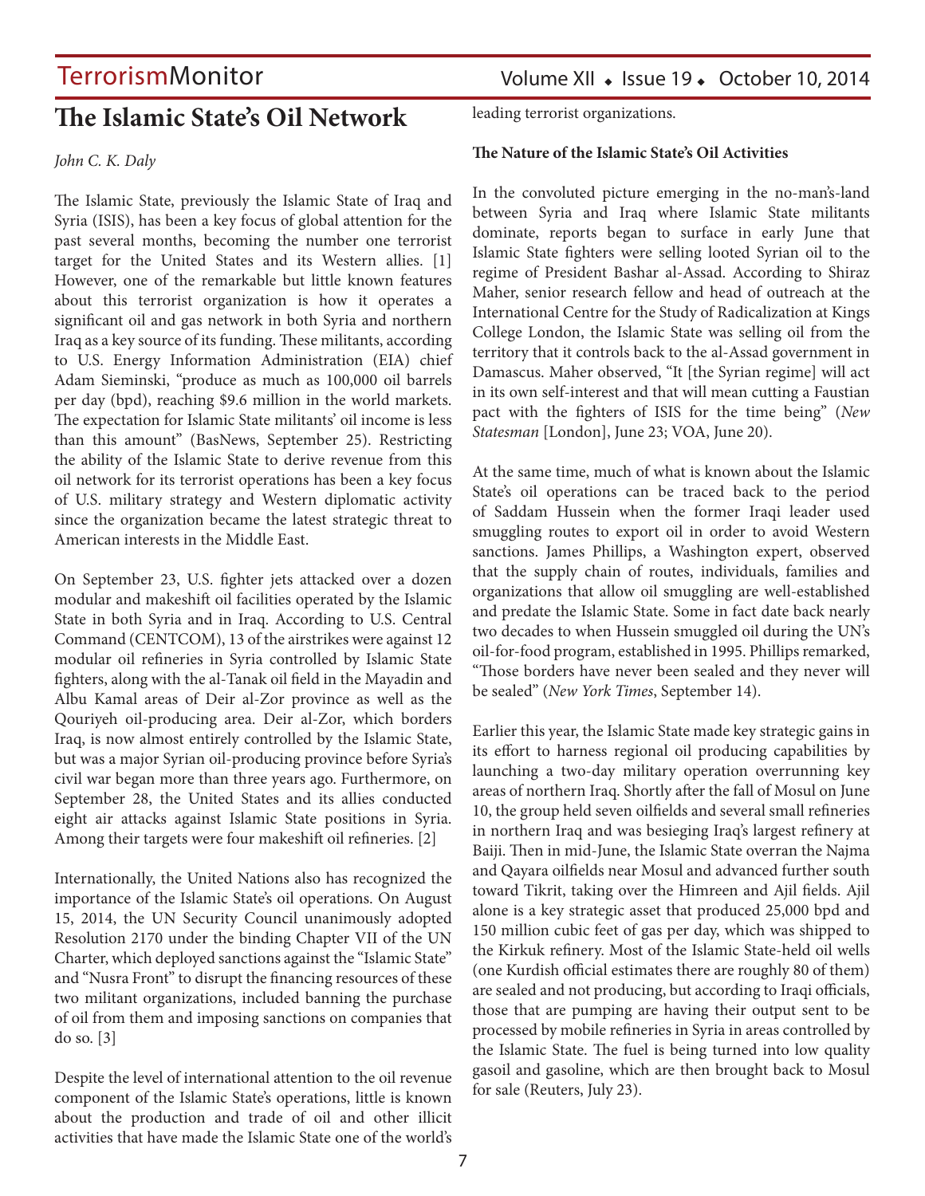# The Islamic State's Oil Network

*John C. K. Daly*

The Islamic State, previously the Islamic State of Iraq and Syria (ISIS), has been a key focus of global attention for the past several months, becoming the number one terrorist target for the United States and its Western allies. [1] However, one of the remarkable but little known features about this terrorist organization is how it operates a significant oil and gas network in both Syria and northern Iraq as a key source of its funding. These militants, according to U.S. Energy Information Administration (EIA) chief Adam Sieminski, "produce as much as 100,000 oil barrels per day (bpd), reaching $9.6 million in the world markets. The expectation for Islamic State militants' oil income is less than this amount" (BasNews, September 25). Restricting the ability of the Islamic State to derive revenue from this oil network for its terrorist operations has been a key focus of U.S. military strategy and Western diplomatic activity since the organization became the latest strategic threat to American interests in the Middle East.

On September 23, U.S. fighter jets attacked over a dozen modular and makeshift oil facilities operated by the Islamic State in both Syria and in Iraq. According to U.S. Central Command (CENTCOM), 13 of the airstrikes were against 12 modular oil refineries in Syria controlled by Islamic State fighters, along with the al-Tanak oil field in the Mayadin and Albu Kamal areas of Deir al-Zor province as well as the Qouriyeh oil-producing area. Deir al-Zor, which borders Iraq, is now almost entirely controlled by the Islamic State, but was a major Syrian oil-producing province before Syria's civil war began more than three years ago. Furthermore, on September 28, the United States and its allies conducted eight air attacks against Islamic State positions in Syria. Among their targets were four makeshift oil refineries. [2]

Internationally, the United Nations also has recognized the importance of the Islamic State's oil operations. On August 15, 2014, the UN Security Council unanimously adopted Resolution 2170 under the binding Chapter VII of the UN Charter, which deployed sanctions against the "Islamic State" and "Nusra Front" to disrupt the financing resources of these two militant organizations, included banning the purchase of oil from them and imposing sanctions on companies that do so. [3]

Despite the level of international attention to the oil revenue component of the Islamic State's operations, little is known about the production and trade of oil and other illicit activities that have made the Islamic State one of the world's leading terrorist organizations.

**The Nature of the Islamic State's Oil Activities**

In the convoluted picture emerging in the no-man's-land between Syria and Iraq where Islamic State militants dominate, reports began to surface in early June that Islamic State fighters were selling looted Syrian oil to the regime of President Bashar al-Assad. According to Shiraz Maher, senior research fellow and head of outreach at the International Centre for the Study of Radicalization at Kings College London, the Islamic State was selling oil from the territory that it controls back to the al-Assad government in Damascus. Maher observed, "It [the Syrian regime] will act in its own self-interest and that will mean cutting a Faustian pact with the fighters of ISIS for the time being" (*New Statesman* [London], June 23; VOA, June 20).

At the same time, much of what is known about the Islamic State's oil operations can be traced back to the period of Saddam Hussein when the former Iraqi leader used smuggling routes to export oil in order to avoid Western sanctions. James Phillips, a Washington expert, observed that the supply chain of routes, individuals, families and organizations that allow oil smuggling are well-established and predate the Islamic State. Some in fact date back nearly two decades to when Hussein smuggled oil during the UN's oil-for-food program, established in 1995. Phillips remarked, "Those borders have never been sealed and they never will be sealed" (*New York Times*, September 14).

Earlier this year, the Islamic State made key strategic gains in its effort to harness regional oil producing capabilities by launching a two-day military operation overrunning key areas of northern Iraq. Shortly after the fall of Mosul on June 10, the group held seven oilfields and several small refineries in northern Iraq and was besieging Iraq's largest refinery at Baiji. Then in mid-June, the Islamic State overran the Najma and Qayara oilfields near Mosul and advanced further south toward Tikrit, taking over the Himreen and Ajil fields. Ajil alone is a key strategic asset that produced 25,000 bpd and 150 million cubic feet of gas per day, which was shipped to the Kirkuk refinery. Most of the Islamic State-held oil wells (one Kurdish official estimates there are roughly 80 of them) are sealed and not producing, but according to Iraqi officials, those that are pumping are having their output sent to be processed by mobile refineries in Syria in areas controlled by the Islamic State. The fuel is being turned into low quality gasoil and gasoline, which are then brought back to Mosul for sale (Reuters, July 23).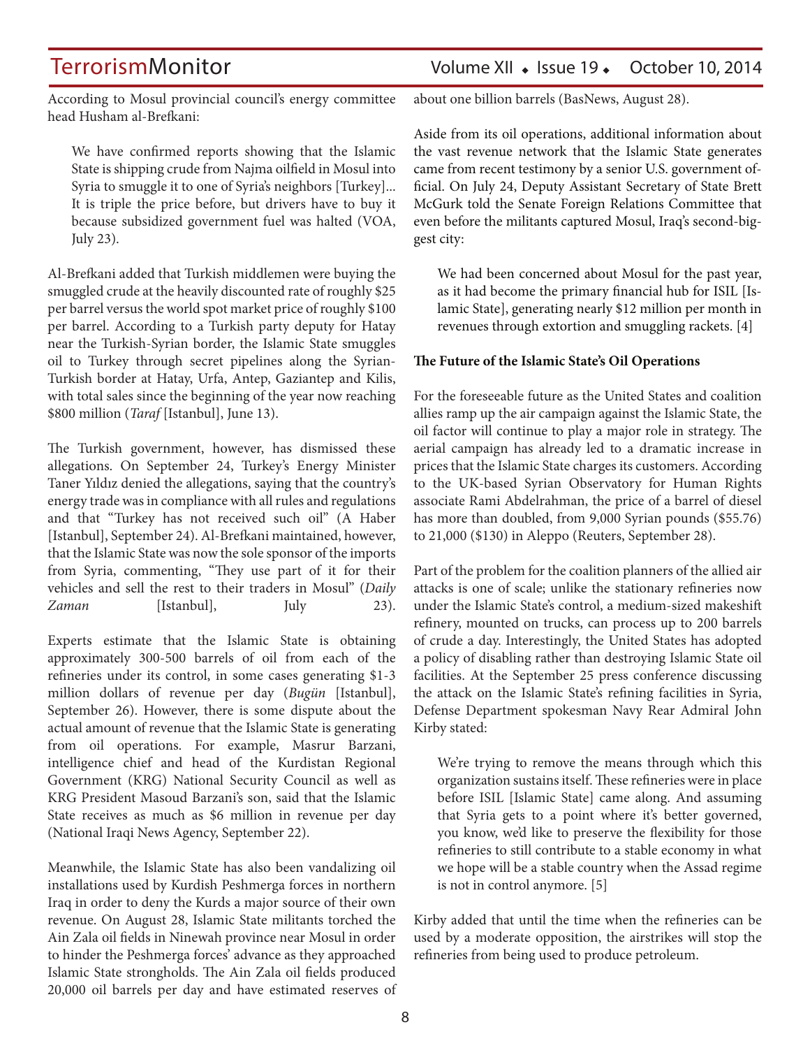According to Mosul provincial council's energy committee head Husham al-Brefkani:

> We have confirmed reports showing that the Islamic State is shipping crude from Najma oilfield in Mosul into Syria to smuggle it to one of Syria's neighbors [Turkey]... It is triple the price before, but drivers have to buy it because subsidized government fuel was halted (VOA, July 23).

Al-Brefkani added that Turkish middlemen were buying the smuggled crude at the heavily discounted rate of roughly $25 per barrel versus the world spot market price of roughly $100 per barrel. According to a Turkish party deputy for Hatay near the Turkish-Syrian border, the Islamic State smuggles oil to Turkey through secret pipelines along the Syrian-Turkish border at Hatay, Urfa, Antep, Gaziantep and Kilis, with total sales since the beginning of the year now reaching $800 million (*Taraf* [Istanbul], June 13).

The Turkish government, however, has dismissed these allegations. On September 24, Turkey's Energy Minister Taner Yıldız denied the allegations, saying that the country's energy trade was in compliance with all rules and regulations and that "Turkey has not received such oil" (A Haber [Istanbul], September 24). Al-Brefkani maintained, however, that the Islamic State was now the sole sponsor of the imports from Syria, commenting, "They use part of it for their vehicles and sell the rest to their traders in Mosul" (*Daily Zaman* [Istanbul], July 23).

Experts estimate that the Islamic State is obtaining approximately 300-500 barrels of oil from each of the refineries under its control, in some cases generating $1-3 million dollars of revenue per day (*Bugün* [Istanbul], September 26). However, there is some dispute about the actual amount of revenue that the Islamic State is generating from oil operations. For example, Masrur Barzani, intelligence chief and head of the Kurdistan Regional Government (KRG) National Security Council as well as KRG President Masoud Barzani's son, said that the Islamic State receives as much as $6 million in revenue per day (National Iraqi News Agency, September 22).

Meanwhile, the Islamic State has also been vandalizing oil installations used by Kurdish Peshmerga forces in northern Iraq in order to deny the Kurds a major source of their own revenue. On August 28, Islamic State militants torched the Ain Zala oil fields in Ninewah province near Mosul in order to hinder the Peshmerga forces' advance as they approached Islamic State strongholds. The Ain Zala oil fields produced 20,000 oil barrels per day and have estimated reserves of about one billion barrels (BasNews, August 28).

Aside from its oil operations, additional information about the vast revenue network that the Islamic State generates came from recent testimony by a senior U.S. government official. On July 24, Deputy Assistant Secretary of State Brett McGurk told the Senate Foreign Relations Committee that even before the militants captured Mosul, Iraq's second-biggest city:

> We had been concerned about Mosul for the past year, as it had become the primary financial hub for ISIL [Islamic State], generating nearly $12 million per month in revenues through extortion and smuggling rackets. [4]

**The Future of the Islamic State's Oil Operations**

For the foreseeable future as the United States and coalition allies ramp up the air campaign against the Islamic State, the oil factor will continue to play a major role in strategy. The aerial campaign has already led to a dramatic increase in prices that the Islamic State charges its customers. According to the UK-based Syrian Observatory for Human Rights associate Rami Abdelrahman, the price of a barrel of diesel has more than doubled, from 9,000 Syrian pounds ($55.76) to 21,000 ($130) in Aleppo (Reuters, September 28).

Part of the problem for the coalition planners of the allied air attacks is one of scale; unlike the stationary refineries now under the Islamic State's control, a medium-sized makeshift refinery, mounted on trucks, can process up to 200 barrels of crude a day. Interestingly, the United States has adopted a policy of disabling rather than destroying Islamic State oil facilities. At the September 25 press conference discussing the attack on the Islamic State's refining facilities in Syria, Defense Department spokesman Navy Rear Admiral John Kirby stated:

> We're trying to remove the means through which this organization sustains itself. These refineries were in place before ISIL [Islamic State] came along. And assuming that Syria gets to a point where it's better governed, you know, we'd like to preserve the flexibility for those refineries to still contribute to a stable economy in what we hope will be a stable country when the Assad regime is not in control anymore. [5]

Kirby added that until the time when the refineries can be used by a moderate opposition, the airstrikes will stop the refineries from being used to produce petroleum.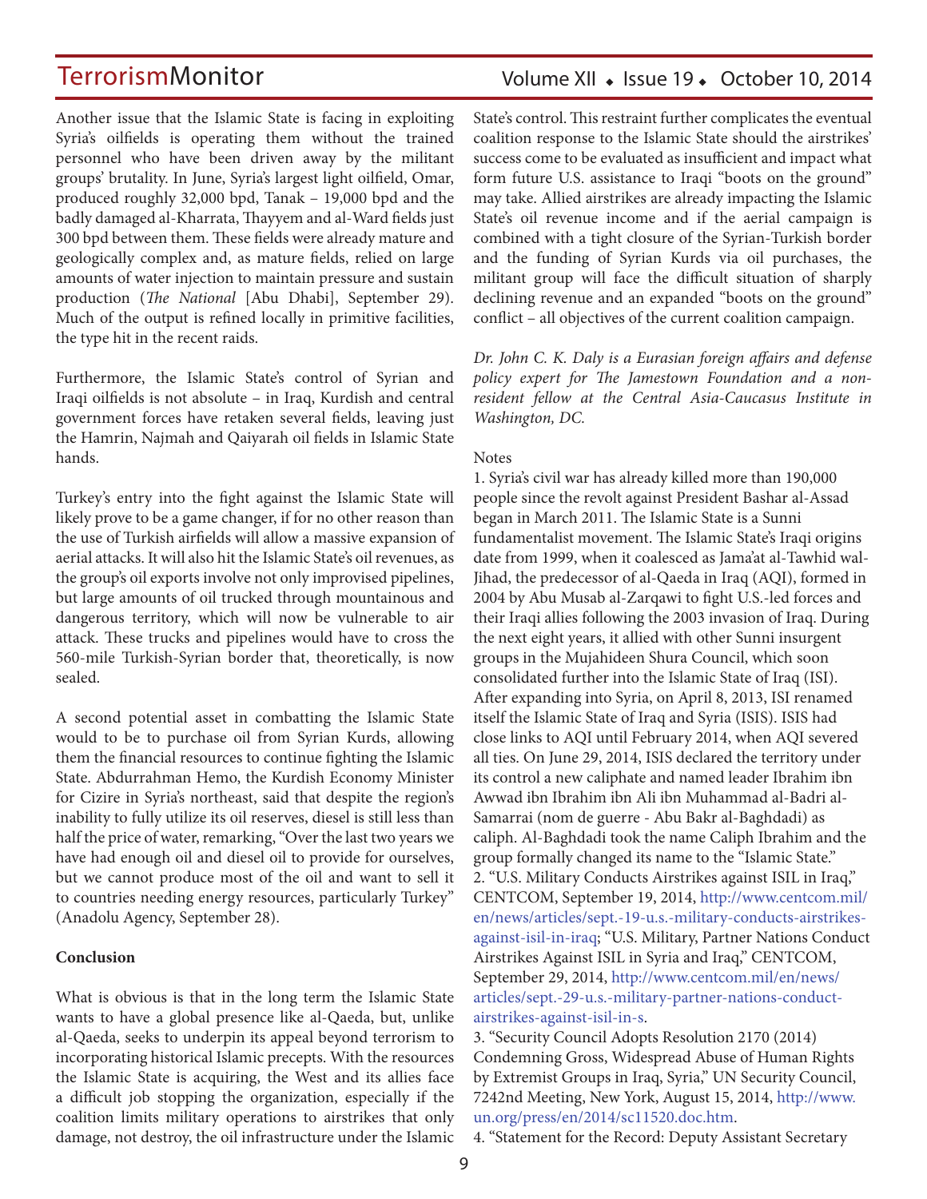Another issue that the Islamic State is facing in exploiting Syria's oilfields is operating them without the trained personnel who have been driven away by the militant groups' brutality. In June, Syria's largest light oilfield, Omar, produced roughly 32,000 bpd, Tanak – 19,000 bpd and the badly damaged al-Kharrata, Thayyem and al-Ward fields just 300 bpd between them. These fields were already mature and geologically complex and, as mature fields, relied on large amounts of water injection to maintain pressure and sustain production (*The National* [Abu Dhabi], September 29). Much of the output is refined locally in primitive facilities, the type hit in the recent raids.

Furthermore, the Islamic State's control of Syrian and Iraqi oilfields is not absolute – in Iraq, Kurdish and central government forces have retaken several fields, leaving just the Hamrin, Najmah and Qaiyarah oil fields in Islamic State hands.

Turkey's entry into the fight against the Islamic State will likely prove to be a game changer, if for no other reason than the use of Turkish airfields will allow a massive expansion of aerial attacks. It will also hit the Islamic State's oil revenues, as the group's oil exports involve not only improvised pipelines, but large amounts of oil trucked through mountainous and dangerous territory, which will now be vulnerable to air attack. These trucks and pipelines would have to cross the 560-mile Turkish-Syrian border that, theoretically, is now sealed.

A second potential asset in combatting the Islamic State would to be to purchase oil from Syrian Kurds, allowing them the financial resources to continue fighting the Islamic State. Abdurrahman Hemo, the Kurdish Economy Minister for Cizire in Syria's northeast, said that despite the region's inability to fully utilize its oil reserves, diesel is still less than half the price of water, remarking, "Over the last two years we have had enough oil and diesel oil to provide for ourselves, but we cannot produce most of the oil and want to sell it to countries needing energy resources, particularly Turkey" (Anadolu Agency, September 28).

**Conclusion**

What is obvious is that in the long term the Islamic State wants to have a global presence like al-Qaeda, but, unlike al-Qaeda, seeks to underpin its appeal beyond terrorism to incorporating historical Islamic precepts. With the resources the Islamic State is acquiring, the West and its allies face a difficult job stopping the organization, especially if the coalition limits military operations to airstrikes that only damage, not destroy, the oil infrastructure under the Islamic State's control. This restraint further complicates the eventual coalition response to the Islamic State should the airstrikes' success come to be evaluated as insufficient and impact what form future U.S. assistance to Iraqi "boots on the ground" may take. Allied airstrikes are already impacting the Islamic State's oil revenue income and if the aerial campaign is combined with a tight closure of the Syrian-Turkish border and the funding of Syrian Kurds via oil purchases, the militant group will face the difficult situation of sharply declining revenue and an expanded "boots on the ground" conflict – all objectives of the current coalition campaign.

*Dr. John C. K. Daly is a Eurasian foreign affairs and defense policy expert for The Jamestown Foundation and a non-resident fellow at the Central Asia-Caucasus Institute in Washington, DC.*

Notes

1. Syria's civil war has already killed more than 190,000 people since the revolt against President Bashar al-Assad began in March 2011. The Islamic State is a Sunni fundamentalist movement. The Islamic State's Iraqi origins date from 1999, when it coalesced as Jama'at al-Tawhid wal-Jihad, the predecessor of al-Qaeda in Iraq (AQI), formed in 2004 by Abu Musab al-Zarqawi to fight U.S.-led forces and their Iraqi allies following the 2003 invasion of Iraq. During the next eight years, it allied with other Sunni insurgent groups in the Mujahideen Shura Council, which soon consolidated further into the Islamic State of Iraq (ISI). After expanding into Syria, on April 8, 2013, ISI renamed itself the Islamic State of Iraq and Syria (ISIS). ISIS had close links to AQI until February 2014, when AQI severed all ties. On June 29, 2014, ISIS declared the territory under its control a new caliphate and named leader Ibrahim ibn Awwad ibn Ibrahim ibn Ali ibn Muhammad al-Badri al-Samarrai (nom de guerre - Abu Bakr al-Baghdadi) as caliph. Al-Baghdadi took the name Caliph Ibrahim and the group formally changed its name to the "Islamic State."
2. "U.S. Military Conducts Airstrikes against ISIL in Iraq," CENTCOM, September 19, 2014, http://www.centcom.mil/en/news/articles/sept.-19-u.s.-military-conducts-airstrikes-against-isil-in-iraq; "U.S. Military, Partner Nations Conduct Airstrikes Against ISIL in Syria and Iraq," CENTCOM, September 29, 2014, http://www.centcom.mil/en/news/articles/sept.-29-u.s.-military-partner-nations-conduct-airstrikes-against-isil-in-s.
3. "Security Council Adopts Resolution 2170 (2014) Condemning Gross, Widespread Abuse of Human Rights by Extremist Groups in Iraq, Syria," UN Security Council, 7242nd Meeting, New York, August 15, 2014, http://www.un.org/press/en/2014/sc11520.doc.htm.
4. "Statement for the Record: Deputy Assistant Secretary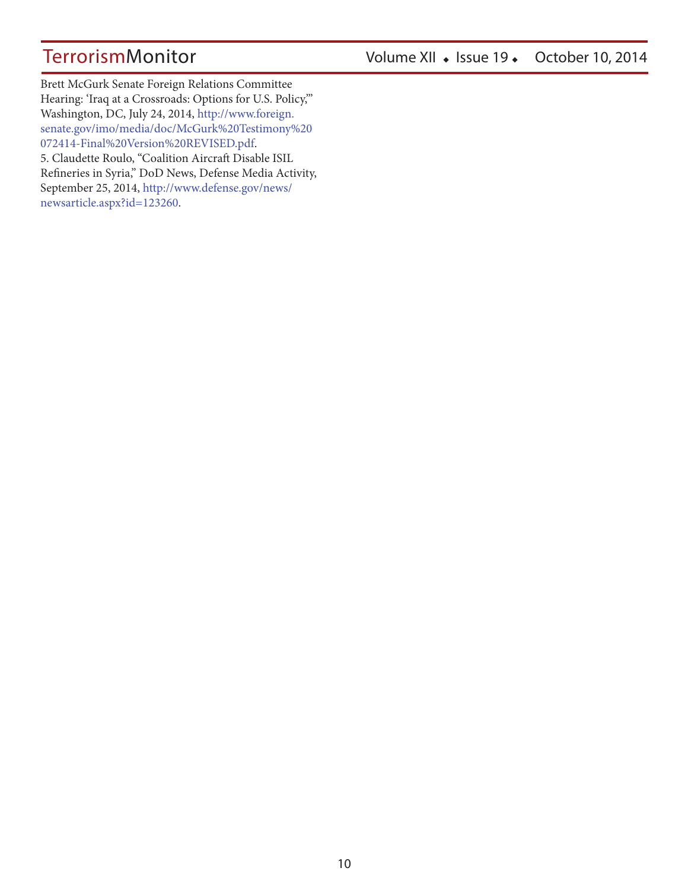Brett McGurk Senate Foreign Relations Committee Hearing: 'Iraq at a Crossroads: Options for U.S. Policy,'" Washington, DC, July 24, 2014, http://www.foreign.senate.gov/imo/media/doc/McGurk%20Testimony%20072414-Final%20Version%20REVISED.pdf.

5. Claudette Roulo, "Coalition Aircraft Disable ISIL Refineries in Syria," DoD News, Defense Media Activity, September 25, 2014, http://www.defense.gov/news/newsarticle.aspx?id=123260.